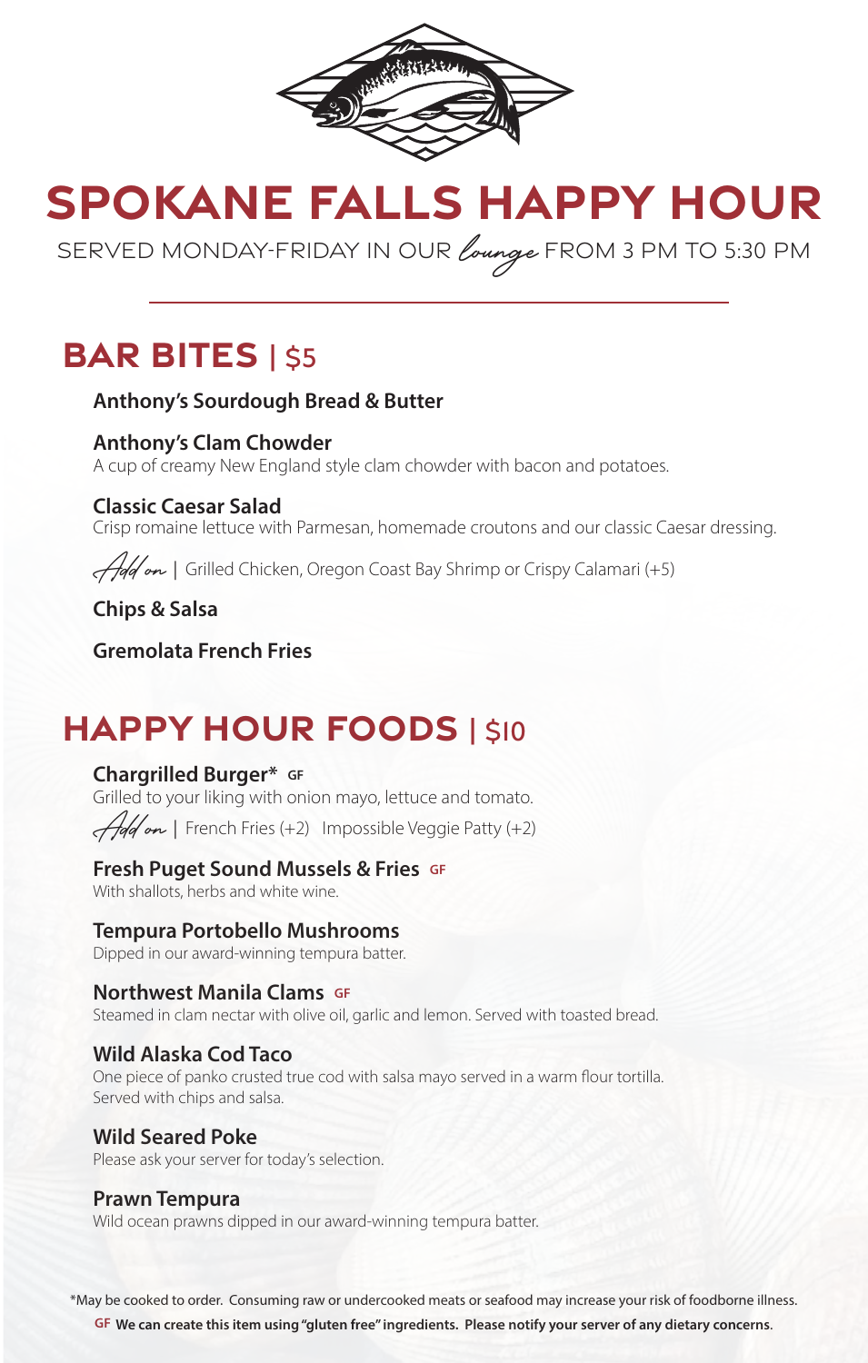# SPOKANE FALLS HAPPY HOUR

SERVED MONDAY-FRIDAY IN OUR *lounge* FROM 3 PM TO 5:30 PM

## BAR BITES | $5

**Anthony's Sourdough Bread & Butter**

**Anthony's Clam Chowder**
A cup of creamy New England style clam chowder with bacon and potatoes.

**Classic Caesar Salad**
Crisp romaine lettuce with Parmesan, homemade croutons and our classic Caesar dressing.

*Add on* | Grilled Chicken, Oregon Coast Bay Shrimp or Crispy Calamari (+5)

**Chips & Salsa**

**Gremolata French Fries**

## HAPPY HOUR FOODS | $10

**Chargrilled Burger*** GF
Grilled to your liking with onion mayo, lettuce and tomato.

*Add on* | French Fries (+2) Impossible Veggie Patty (+2)

**Fresh Puget Sound Mussels & Fries** GF
With shallots, herbs and white wine.

**Tempura Portobello Mushrooms**
Dipped in our award-winning tempura batter.

**Northwest Manila Clams** GF
Steamed in clam nectar with olive oil, garlic and lemon. Served with toasted bread.

**Wild Alaska Cod Taco**
One piece of panko crusted true cod with salsa mayo served in a warm flour tortilla. Served with chips and salsa.

**Wild Seared Poke**
Please ask your server for today's selection.

**Prawn Tempura**
Wild ocean prawns dipped in our award-winning tempura batter.

*May be cooked to order. Consuming raw or undercooked meats or seafood may increase your risk of foodborne illness.

**GF We can create this item using "gluten free" ingredients. Please notify your server of any dietary concerns.**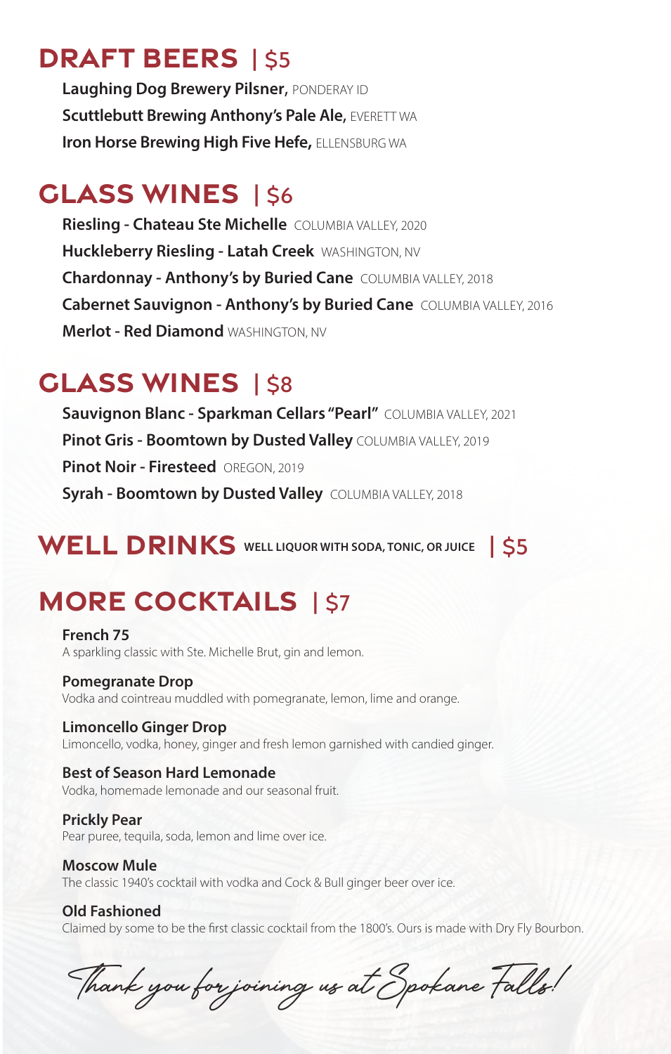## DRAFT BEERS | $5

**Laughing Dog Brewery Pilsner,** PONDERAY ID

**Scuttlebutt Brewing Anthony's Pale Ale,** EVERETT WA

**Iron Horse Brewing High Five Hefe,** ELLENSBURG WA

## GLASS WINES | $6

**Riesling - Chateau Ste Michelle** COLUMBIA VALLEY, 2020

**Huckleberry Riesling - Latah Creek** WASHINGTON, NV

**Chardonnay - Anthony's by Buried Cane** COLUMBIA VALLEY, 2018

**Cabernet Sauvignon - Anthony's by Buried Cane** COLUMBIA VALLEY, 2016

**Merlot - Red Diamond** WASHINGTON, NV

## GLASS WINES | $8

**Sauvignon Blanc - Sparkman Cellars "Pearl"** COLUMBIA VALLEY, 2021

**Pinot Gris - Boomtown by Dusted Valley** COLUMBIA VALLEY, 2019

**Pinot Noir - Firesteed** OREGON, 2019

**Syrah - Boomtown by Dusted Valley** COLUMBIA VALLEY, 2018

## WELL DRINKS WELL LIQUOR WITH SODA, TONIC, OR JUICE | $5

## MORE COCKTAILS | $7

**French 75**
A sparkling classic with Ste. Michelle Brut, gin and lemon.

**Pomegranate Drop**
Vodka and cointreau muddled with pomegranate, lemon, lime and orange.

**Limoncello Ginger Drop**
Limoncello, vodka, honey, ginger and fresh lemon garnished with candied ginger.

**Best of Season Hard Lemonade**
Vodka, homemade lemonade and our seasonal fruit.

**Prickly Pear**
Pear puree, tequila, soda, lemon and lime over ice.

**Moscow Mule**
The classic 1940's cocktail with vodka and Cock & Bull ginger beer over ice.

**Old Fashioned**
Claimed by some to be the first classic cocktail from the 1800's. Ours is made with Dry Fly Bourbon.

*Thank you for joining us at Spokane Falls!*